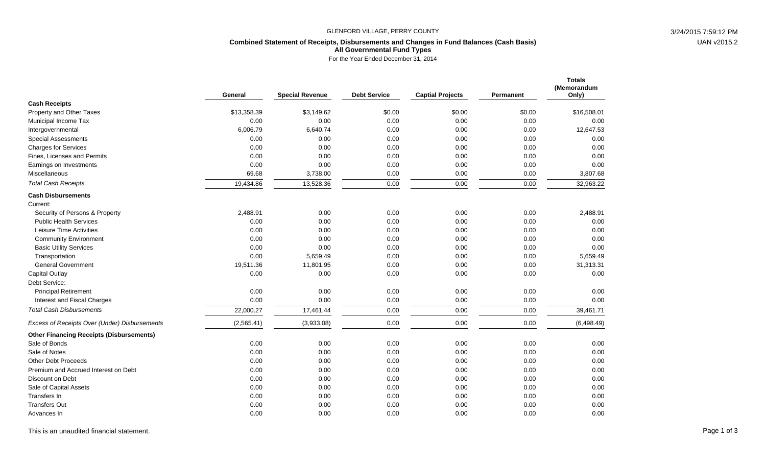GLENFORD VILLAGE, PERRY COUNTY

### Combined Statement of Receipts, Disbursements and Changes in Fund Balances (Cash Basis)
### All Governmental Fund Types

For the Year Ended December 31, 2014

| | General | Special Revenue | Debt Service | Captial Projects | Permanent | Totals (Memorandum Only) |
|---|---|---|---|---|---|---|
| **Cash Receipts** | | | | | | |
| Property and Other Taxes | $13,358.39 | $3,149.62 | $0.00 | $0.00 | $0.00 | $16,508.01 |
| Municipal Income Tax | 0.00 | 0.00 | 0.00 | 0.00 | 0.00 | 0.00 |
| Intergovernmental | 6,006.79 | 6,640.74 | 0.00 | 0.00 | 0.00 | 12,647.53 |
| Special Assessments | 0.00 | 0.00 | 0.00 | 0.00 | 0.00 | 0.00 |
| Charges for Services | 0.00 | 0.00 | 0.00 | 0.00 | 0.00 | 0.00 |
| Fines, Licenses and Permits | 0.00 | 0.00 | 0.00 | 0.00 | 0.00 | 0.00 |
| Earnings on Investments | 0.00 | 0.00 | 0.00 | 0.00 | 0.00 | 0.00 |
| Miscellaneous | 69.68 | 3,738.00 | 0.00 | 0.00 | 0.00 | 3,807.68 |
| *Total Cash Receipts* | 19,434.86 | 13,528.36 | 0.00 | 0.00 | 0.00 | 32,963.22 |
| **Cash Disbursements** | | | | | | |
| Current: | | | | | | |
| Security of Persons & Property | 2,488.91 | 0.00 | 0.00 | 0.00 | 0.00 | 2,488.91 |
| Public Health Services | 0.00 | 0.00 | 0.00 | 0.00 | 0.00 | 0.00 |
| Leisure Time Activities | 0.00 | 0.00 | 0.00 | 0.00 | 0.00 | 0.00 |
| Community Environment | 0.00 | 0.00 | 0.00 | 0.00 | 0.00 | 0.00 |
| Basic Utility Services | 0.00 | 0.00 | 0.00 | 0.00 | 0.00 | 0.00 |
| Transportation | 0.00 | 5,659.49 | 0.00 | 0.00 | 0.00 | 5,659.49 |
| General Government | 19,511.36 | 11,801.95 | 0.00 | 0.00 | 0.00 | 31,313.31 |
| Capital Outlay | 0.00 | 0.00 | 0.00 | 0.00 | 0.00 | 0.00 |
| Debt Service: | | | | | | |
| Principal Retirement | 0.00 | 0.00 | 0.00 | 0.00 | 0.00 | 0.00 |
| Interest and Fiscal Charges | 0.00 | 0.00 | 0.00 | 0.00 | 0.00 | 0.00 |
| *Total Cash Disbursements* | 22,000.27 | 17,461.44 | 0.00 | 0.00 | 0.00 | 39,461.71 |
| *Excess of Receipts Over (Under) Disbursements* | (2,565.41) | (3,933.08) | 0.00 | 0.00 | 0.00 | (6,498.49) |
| **Other Financing Receipts (Disbursements)** | | | | | | |
| Sale of Bonds | 0.00 | 0.00 | 0.00 | 0.00 | 0.00 | 0.00 |
| Sale of Notes | 0.00 | 0.00 | 0.00 | 0.00 | 0.00 | 0.00 |
| Other Debt Proceeds | 0.00 | 0.00 | 0.00 | 0.00 | 0.00 | 0.00 |
| Premium and Accrued Interest on Debt | 0.00 | 0.00 | 0.00 | 0.00 | 0.00 | 0.00 |
| Discount on Debt | 0.00 | 0.00 | 0.00 | 0.00 | 0.00 | 0.00 |
| Sale of Capital Assets | 0.00 | 0.00 | 0.00 | 0.00 | 0.00 | 0.00 |
| Transfers In | 0.00 | 0.00 | 0.00 | 0.00 | 0.00 | 0.00 |
| Transfers Out | 0.00 | 0.00 | 0.00 | 0.00 | 0.00 | 0.00 |
| Advances In | 0.00 | 0.00 | 0.00 | 0.00 | 0.00 | 0.00 |

This is an unaudited financial statement.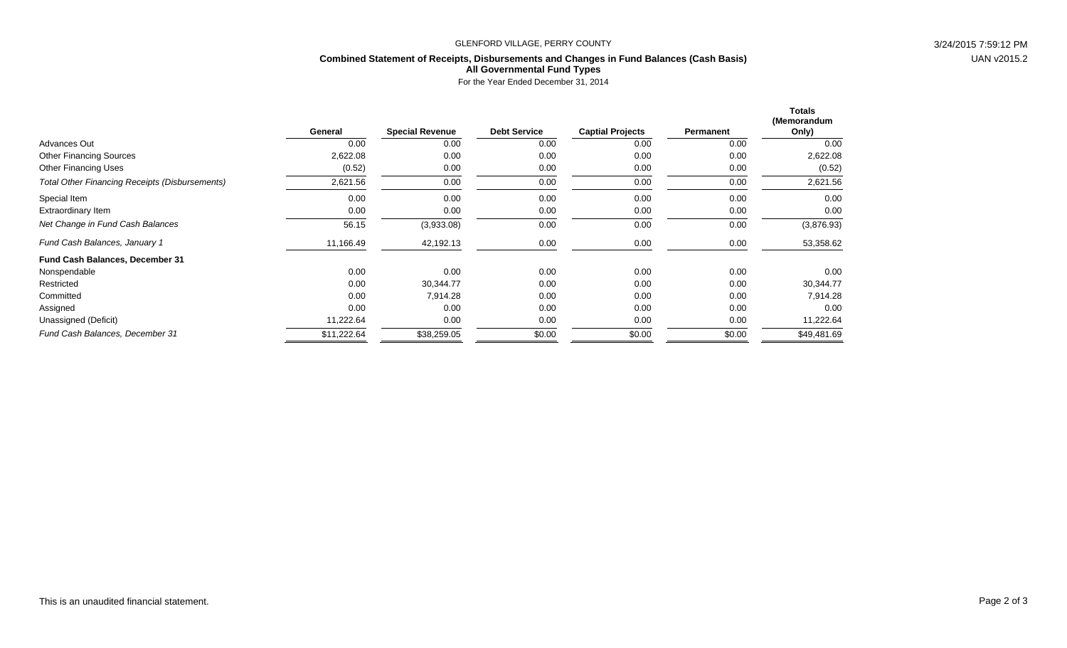GLENFORD VILLAGE, PERRY COUNTY

**Combined Statement of Receipts, Disbursements and Changes in Fund Balances (Cash Basis)**
**All Governmental Fund Types**
For the Year Ended December 31, 2014

| | General | Special Revenue | Debt Service | Captial Projects | Permanent | Totals (Memorandum Only) |
|---|---|---|---|---|---|---|
| Advances Out | 0.00 | 0.00 | 0.00 | 0.00 | 0.00 | 0.00 |
| Other Financing Sources | 2,622.08 | 0.00 | 0.00 | 0.00 | 0.00 | 2,622.08 |
| Other Financing Uses | (0.52) | 0.00 | 0.00 | 0.00 | 0.00 | (0.52) |
| *Total Other Financing Receipts (Disbursements)* | 2,621.56 | 0.00 | 0.00 | 0.00 | 0.00 | 2,621.56 |
| Special Item | 0.00 | 0.00 | 0.00 | 0.00 | 0.00 | 0.00 |
| Extraordinary Item | 0.00 | 0.00 | 0.00 | 0.00 | 0.00 | 0.00 |
| *Net Change in Fund Cash Balances* | 56.15 | (3,933.08) | 0.00 | 0.00 | 0.00 | (3,876.93) |
| *Fund Cash Balances, January 1* | 11,166.49 | 42,192.13 | 0.00 | 0.00 | 0.00 | 53,358.62 |
| **Fund Cash Balances, December 31** | | | | | | |
| Nonspendable | 0.00 | 0.00 | 0.00 | 0.00 | 0.00 | 0.00 |
| Restricted | 0.00 | 30,344.77 | 0.00 | 0.00 | 0.00 | 30,344.77 |
| Committed | 0.00 | 7,914.28 | 0.00 | 0.00 | 0.00 | 7,914.28 |
| Assigned | 0.00 | 0.00 | 0.00 | 0.00 | 0.00 | 0.00 |
| Unassigned (Deficit) | 11,222.64 | 0.00 | 0.00 | 0.00 | 0.00 | 11,222.64 |
| *Fund Cash Balances, December 31* | $11,222.64 | $38,259.05 | $0.00 | $0.00 | $0.00 | $49,481.69 |

This is an unaudited financial statement.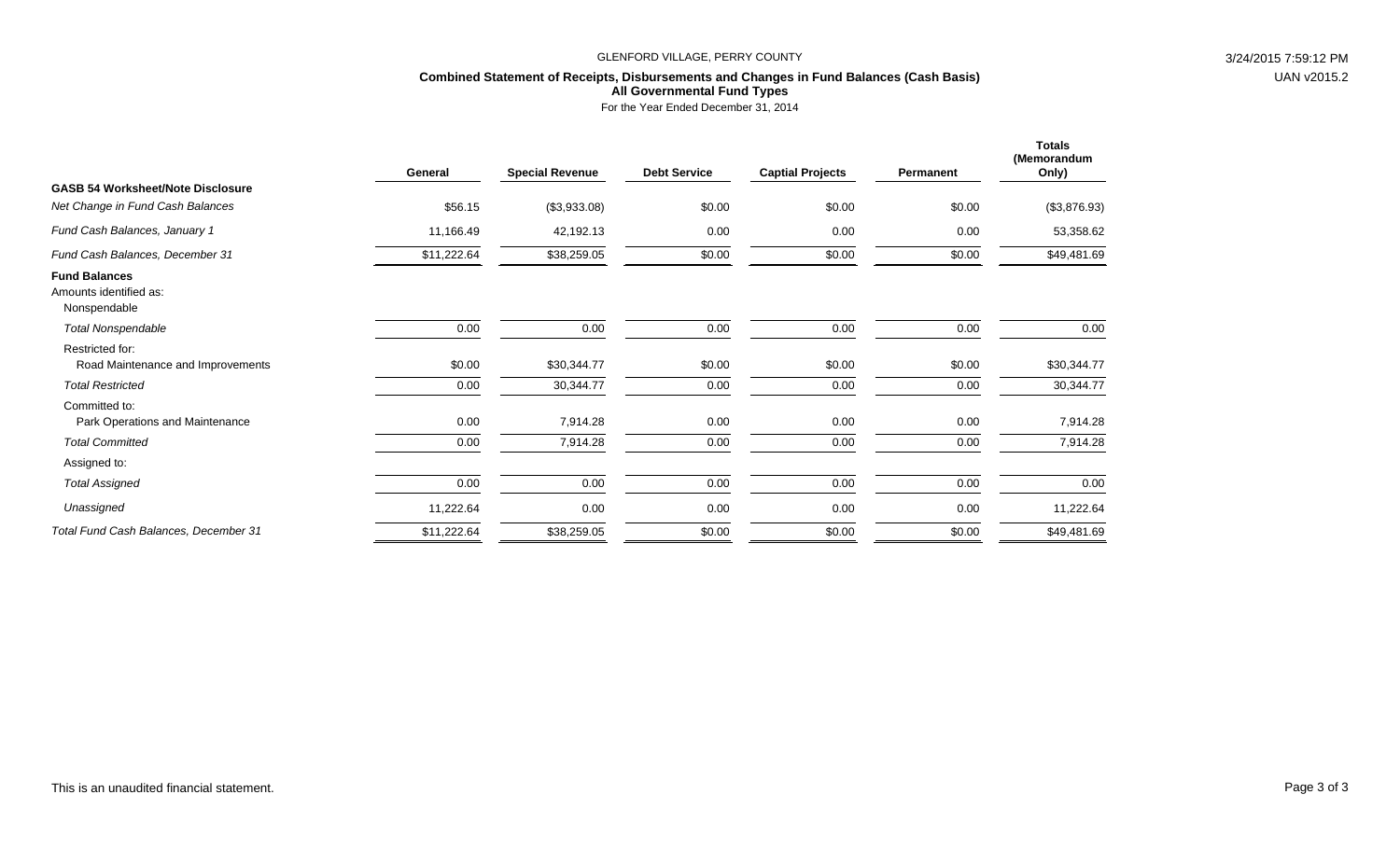GLENFORD VILLAGE, PERRY COUNTY

**Combined Statement of Receipts, Disbursements and Changes in Fund Balances (Cash Basis)**
**All Governmental Fund Types**
For the Year Ended December 31, 2014

3/24/2015 7:59:12 PM
UAN v2015.2

| | General | Special Revenue | Debt Service | Captial Projects | Permanent | Totals (Memorandum Only) |
|---|---|---|---|---|---|---|
| **GASB 54 Worksheet/Note Disclosure** | | | | | | |
| *Net Change in Fund Cash Balances* | $56.15 | ($3,933.08) | $0.00 | $0.00 | $0.00 | ($3,876.93) |
| *Fund Cash Balances, January 1* | 11,166.49 | 42,192.13 | 0.00 | 0.00 | 0.00 | 53,358.62 |
| *Fund Cash Balances, December 31* | $11,222.64 | $38,259.05 | $0.00 | $0.00 | $0.00 | $49,481.69 |
| **Fund Balances** | | | | | | |
| Amounts identified as: | | | | | | |
| Nonspendable | | | | | | |
| *Total Nonspendable* | 0.00 | 0.00 | 0.00 | 0.00 | 0.00 | 0.00 |
| Restricted for: | | | | | | |
| Road Maintenance and Improvements | $0.00 | $30,344.77 | $0.00 | $0.00 | $0.00 | $30,344.77 |
| *Total Restricted* | 0.00 | 30,344.77 | 0.00 | 0.00 | 0.00 | 30,344.77 |
| Committed to: | | | | | | |
| Park Operations and Maintenance | 0.00 | 7,914.28 | 0.00 | 0.00 | 0.00 | 7,914.28 |
| *Total Committed* | 0.00 | 7,914.28 | 0.00 | 0.00 | 0.00 | 7,914.28 |
| Assigned to: | | | | | | |
| *Total Assigned* | 0.00 | 0.00 | 0.00 | 0.00 | 0.00 | 0.00 |
| *Unassigned* | 11,222.64 | 0.00 | 0.00 | 0.00 | 0.00 | 11,222.64 |
| *Total Fund Cash Balances, December 31* | $11,222.64 | $38,259.05 | $0.00 | $0.00 | $0.00 | $49,481.69 |

This is an unaudited financial statement.